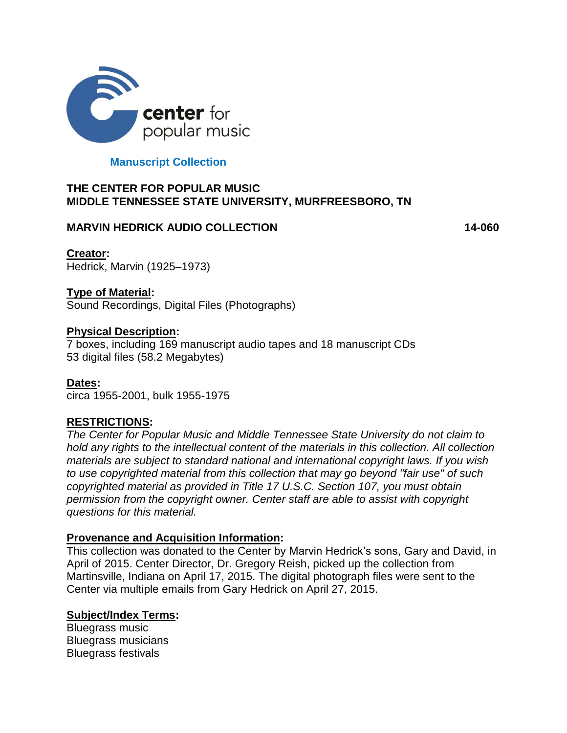center for popular music

**Manuscript Collection**

## THE CENTER FOR POPULAR MUSIC
## MIDDLE TENNESSEE STATE UNIVERSITY, MURFREESBORO, TN

### MARVIN HEDRICK AUDIO COLLECTION 14-060

**Creator:**
Hedrick, Marvin (1925–1973)

**Type of Material:**
Sound Recordings, Digital Files (Photographs)

**Physical Description:**
7 boxes, including 169 manuscript audio tapes and 18 manuscript CDs
53 digital files (58.2 Megabytes)

**Dates:**
circa 1955-2001, bulk 1955-1975

**RESTRICTIONS:**
*The Center for Popular Music and Middle Tennessee State University do not claim to hold any rights to the intellectual content of the materials in this collection. All collection materials are subject to standard national and international copyright laws. If you wish to use copyrighted material from this collection that may go beyond "fair use" of such copyrighted material as provided in Title 17 U.S.C. Section 107, you must obtain permission from the copyright owner. Center staff are able to assist with copyright questions for this material.*

**Provenance and Acquisition Information:**
This collection was donated to the Center by Marvin Hedrick's sons, Gary and David, in April of 2015. Center Director, Dr. Gregory Reish, picked up the collection from Martinsville, Indiana on April 17, 2015. The digital photograph files were sent to the Center via multiple emails from Gary Hedrick on April 27, 2015.

**Subject/Index Terms:**
Bluegrass music
Bluegrass musicians
Bluegrass festivals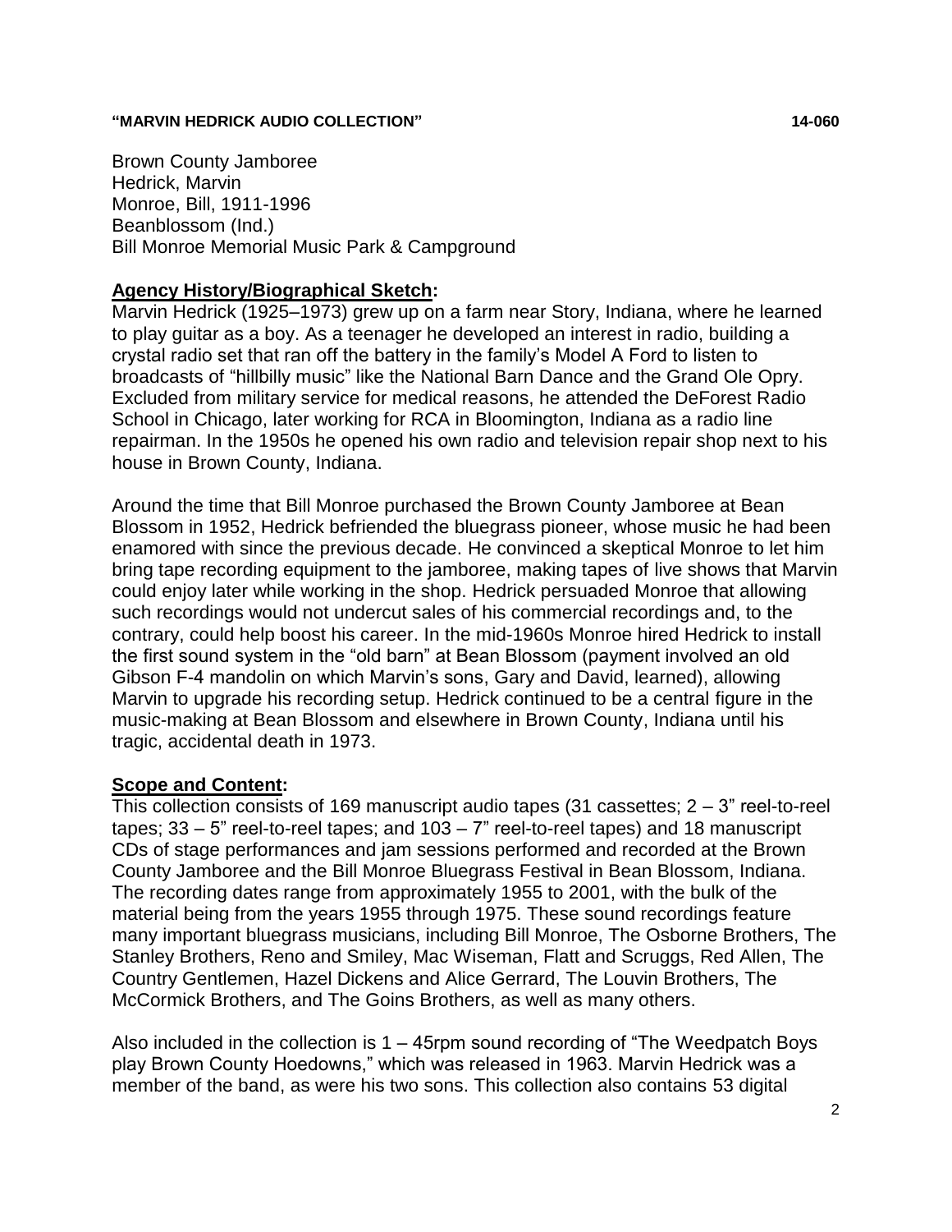Brown County Jamboree
Hedrick, Marvin
Monroe, Bill, 1911-1996
Beanblossom (Ind.)
Bill Monroe Memorial Music Park & Campground

## Agency History/Biographical Sketch:

Marvin Hedrick (1925–1973) grew up on a farm near Story, Indiana, where he learned to play guitar as a boy. As a teenager he developed an interest in radio, building a crystal radio set that ran off the battery in the family's Model A Ford to listen to broadcasts of "hillbilly music" like the National Barn Dance and the Grand Ole Opry. Excluded from military service for medical reasons, he attended the DeForest Radio School in Chicago, later working for RCA in Bloomington, Indiana as a radio line repairman. In the 1950s he opened his own radio and television repair shop next to his house in Brown County, Indiana.

Around the time that Bill Monroe purchased the Brown County Jamboree at Bean Blossom in 1952, Hedrick befriended the bluegrass pioneer, whose music he had been enamored with since the previous decade. He convinced a skeptical Monroe to let him bring tape recording equipment to the jamboree, making tapes of live shows that Marvin could enjoy later while working in the shop. Hedrick persuaded Monroe that allowing such recordings would not undercut sales of his commercial recordings and, to the contrary, could help boost his career. In the mid-1960s Monroe hired Hedrick to install the first sound system in the "old barn" at Bean Blossom (payment involved an old Gibson F-4 mandolin on which Marvin's sons, Gary and David, learned), allowing Marvin to upgrade his recording setup. Hedrick continued to be a central figure in the music-making at Bean Blossom and elsewhere in Brown County, Indiana until his tragic, accidental death in 1973.

## Scope and Content:

This collection consists of 169 manuscript audio tapes (31 cassettes; 2 – 3" reel-to-reel tapes; 33 – 5" reel-to-reel tapes; and 103 – 7" reel-to-reel tapes) and 18 manuscript CDs of stage performances and jam sessions performed and recorded at the Brown County Jamboree and the Bill Monroe Bluegrass Festival in Bean Blossom, Indiana. The recording dates range from approximately 1955 to 2001, with the bulk of the material being from the years 1955 through 1975. These sound recordings feature many important bluegrass musicians, including Bill Monroe, The Osborne Brothers, The Stanley Brothers, Reno and Smiley, Mac Wiseman, Flatt and Scruggs, Red Allen, The Country Gentlemen, Hazel Dickens and Alice Gerrard, The Louvin Brothers, The McCormick Brothers, and The Goins Brothers, as well as many others.

Also included in the collection is 1 – 45rpm sound recording of "The Weedpatch Boys play Brown County Hoedowns," which was released in 1963. Marvin Hedrick was a member of the band, as were his two sons. This collection also contains 53 digital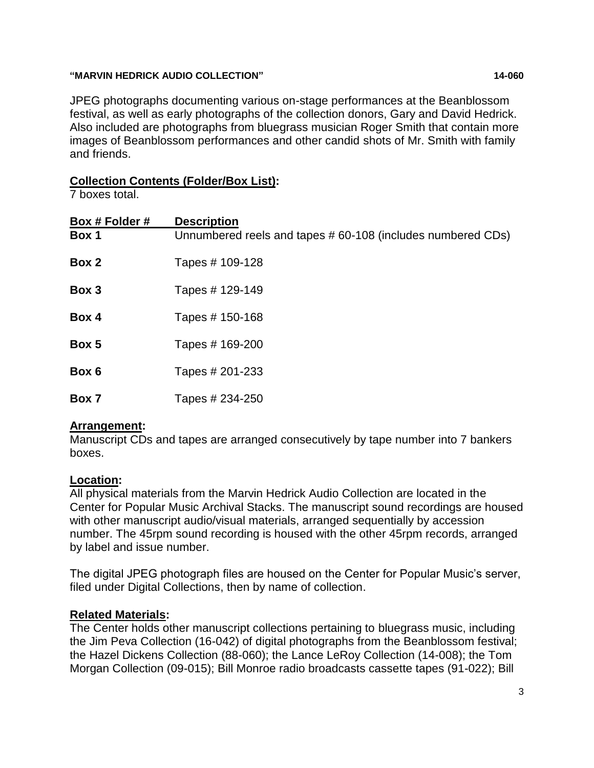JPEG photographs documenting various on-stage performances at the Beanblossom festival, as well as early photographs of the collection donors, Gary and David Hedrick. Also included are photographs from bluegrass musician Roger Smith that contain more images of Beanblossom performances and other candid shots of Mr. Smith with family and friends.

## Collection Contents (Folder/Box List):

7 boxes total.

| Box # Folder # | Description |
|---|---|
| **Box 1** | Unnumbered reels and tapes # 60-108 (includes numbered CDs) |
| **Box 2** | Tapes # 109-128 |
| **Box 3** | Tapes # 129-149 |
| **Box 4** | Tapes # 150-168 |
| **Box 5** | Tapes # 169-200 |
| **Box 6** | Tapes # 201-233 |
| **Box 7** | Tapes # 234-250 |

## Arrangement:

Manuscript CDs and tapes are arranged consecutively by tape number into 7 bankers boxes.

## Location:

All physical materials from the Marvin Hedrick Audio Collection are located in the Center for Popular Music Archival Stacks. The manuscript sound recordings are housed with other manuscript audio/visual materials, arranged sequentially by accession number. The 45rpm sound recording is housed with the other 45rpm records, arranged by label and issue number.

The digital JPEG photograph files are housed on the Center for Popular Music's server, filed under Digital Collections, then by name of collection.

## Related Materials:

The Center holds other manuscript collections pertaining to bluegrass music, including the Jim Peva Collection (16-042) of digital photographs from the Beanblossom festival; the Hazel Dickens Collection (88-060); the Lance LeRoy Collection (14-008); the Tom Morgan Collection (09-015); Bill Monroe radio broadcasts cassette tapes (91-022); Bill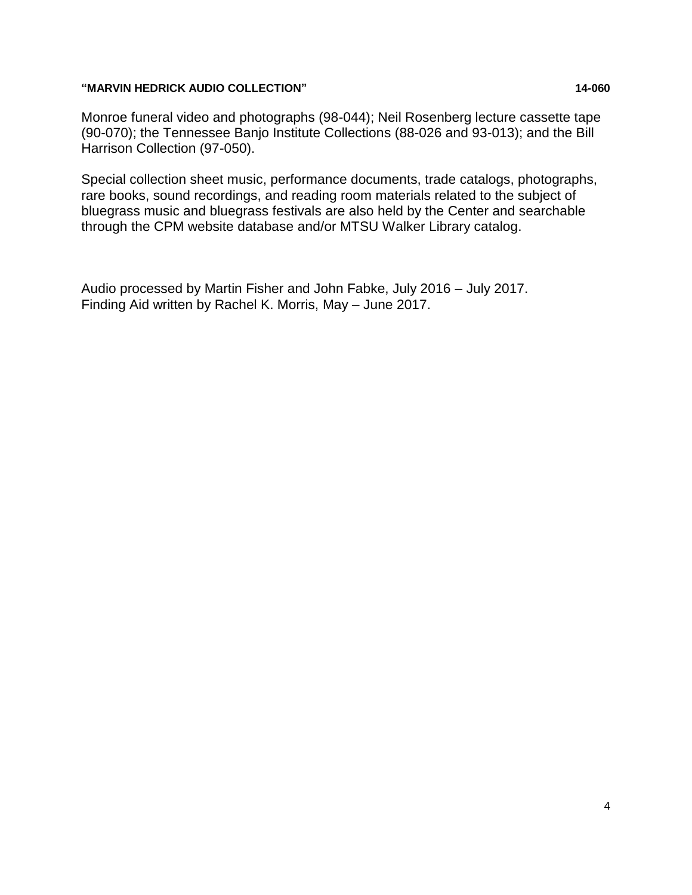Monroe funeral video and photographs (98-044); Neil Rosenberg lecture cassette tape (90-070); the Tennessee Banjo Institute Collections (88-026 and 93-013); and the Bill Harrison Collection (97-050).

Special collection sheet music, performance documents, trade catalogs, photographs, rare books, sound recordings, and reading room materials related to the subject of bluegrass music and bluegrass festivals are also held by the Center and searchable through the CPM website database and/or MTSU Walker Library catalog.

Audio processed by Martin Fisher and John Fabke, July 2016 – July 2017.
Finding Aid written by Rachel K. Morris, May – June 2017.